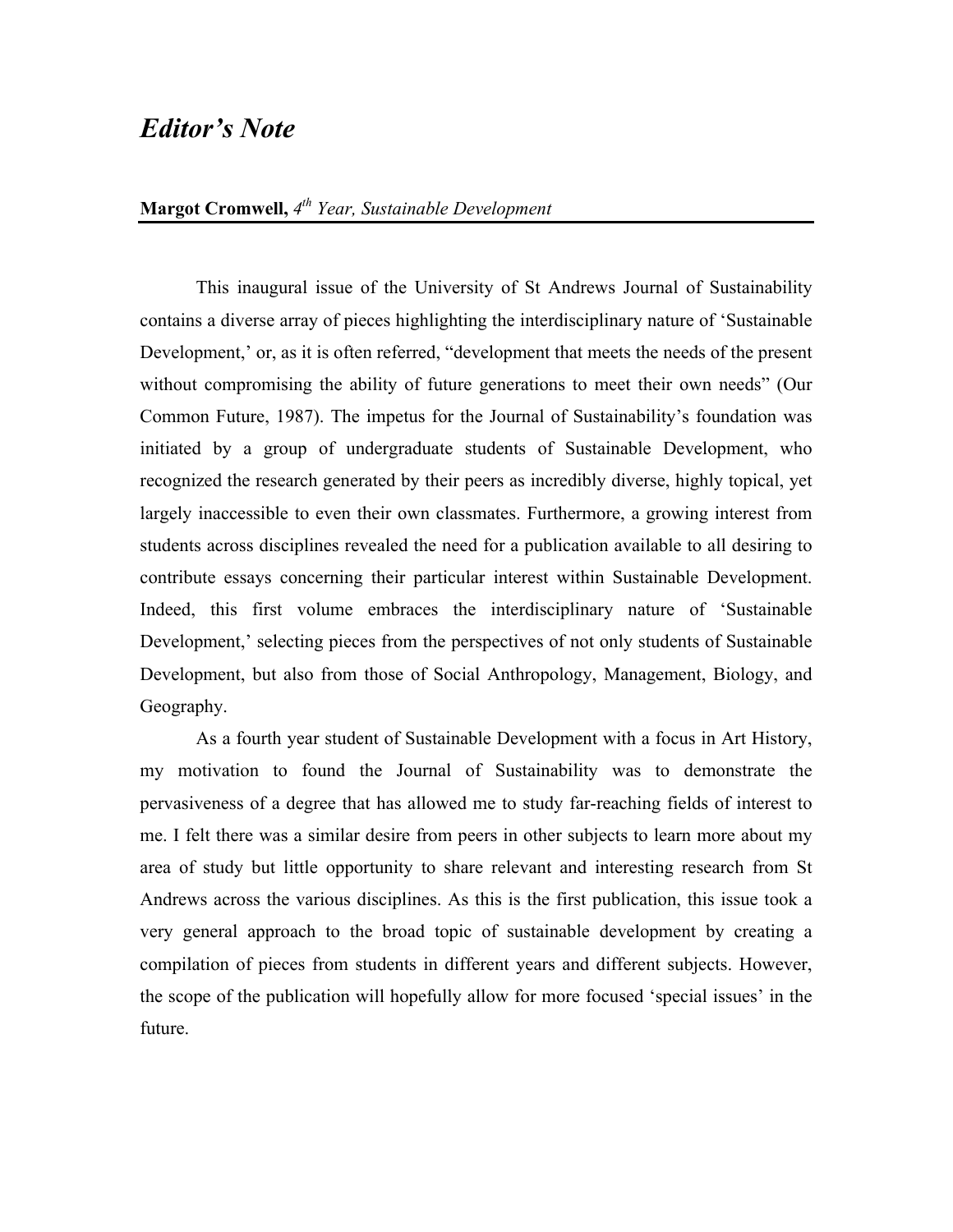# *Editor's Note*

**Margot Cromwell,** *4th Year, Sustainable Development*

This inaugural issue of the University of St Andrews Journal of Sustainability contains a diverse array of pieces highlighting the interdisciplinary nature of 'Sustainable Development,' or, as it is often referred, "development that meets the needs of the present without compromising the ability of future generations to meet their own needs" (Our Common Future, 1987). The impetus for the Journal of Sustainability's foundation was initiated by a group of undergraduate students of Sustainable Development, who recognized the research generated by their peers as incredibly diverse, highly topical, yet largely inaccessible to even their own classmates. Furthermore, a growing interest from students across disciplines revealed the need for a publication available to all desiring to contribute essays concerning their particular interest within Sustainable Development. Indeed, this first volume embraces the interdisciplinary nature of 'Sustainable Development,' selecting pieces from the perspectives of not only students of Sustainable Development, but also from those of Social Anthropology, Management, Biology, and Geography.

As a fourth year student of Sustainable Development with a focus in Art History, my motivation to found the Journal of Sustainability was to demonstrate the pervasiveness of a degree that has allowed me to study far-reaching fields of interest to me. I felt there was a similar desire from peers in other subjects to learn more about my area of study but little opportunity to share relevant and interesting research from St Andrews across the various disciplines. As this is the first publication, this issue took a very general approach to the broad topic of sustainable development by creating a compilation of pieces from students in different years and different subjects. However, the scope of the publication will hopefully allow for more focused 'special issues' in the future.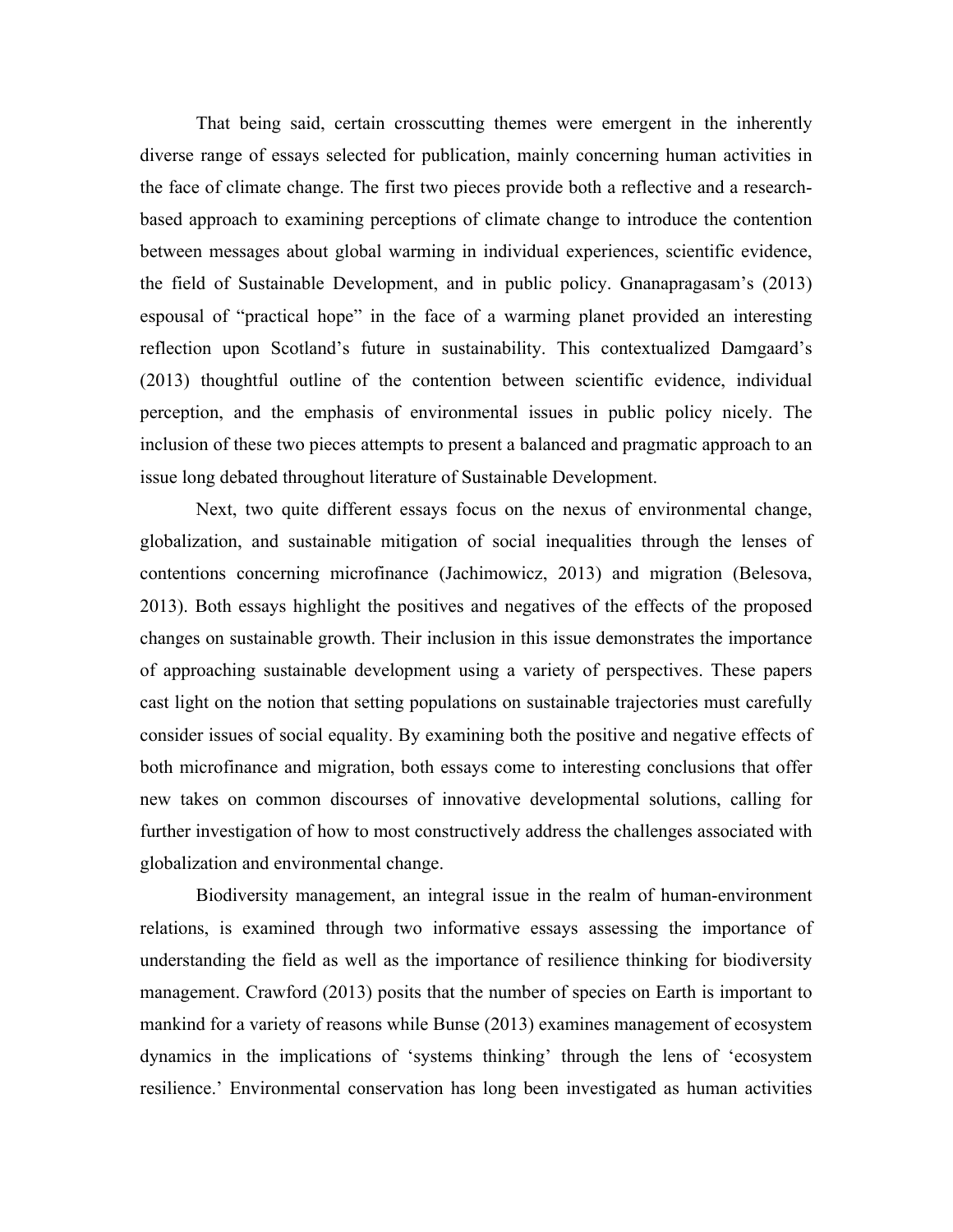That being said, certain crosscutting themes were emergent in the inherently diverse range of essays selected for publication, mainly concerning human activities in the face of climate change. The first two pieces provide both a reflective and a research-based approach to examining perceptions of climate change to introduce the contention between messages about global warming in individual experiences, scientific evidence, the field of Sustainable Development, and in public policy. Gnanapragasam's (2013) espousal of "practical hope" in the face of a warming planet provided an interesting reflection upon Scotland's future in sustainability. This contextualized Damgaard's (2013) thoughtful outline of the contention between scientific evidence, individual perception, and the emphasis of environmental issues in public policy nicely. The inclusion of these two pieces attempts to present a balanced and pragmatic approach to an issue long debated throughout literature of Sustainable Development.

Next, two quite different essays focus on the nexus of environmental change, globalization, and sustainable mitigation of social inequalities through the lenses of contentions concerning microfinance (Jachimowicz, 2013) and migration (Belesova, 2013). Both essays highlight the positives and negatives of the effects of the proposed changes on sustainable growth. Their inclusion in this issue demonstrates the importance of approaching sustainable development using a variety of perspectives. These papers cast light on the notion that setting populations on sustainable trajectories must carefully consider issues of social equality. By examining both the positive and negative effects of both microfinance and migration, both essays come to interesting conclusions that offer new takes on common discourses of innovative developmental solutions, calling for further investigation of how to most constructively address the challenges associated with globalization and environmental change.

Biodiversity management, an integral issue in the realm of human-environment relations, is examined through two informative essays assessing the importance of understanding the field as well as the importance of resilience thinking for biodiversity management. Crawford (2013) posits that the number of species on Earth is important to mankind for a variety of reasons while Bunse (2013) examines management of ecosystem dynamics in the implications of 'systems thinking' through the lens of 'ecosystem resilience.' Environmental conservation has long been investigated as human activities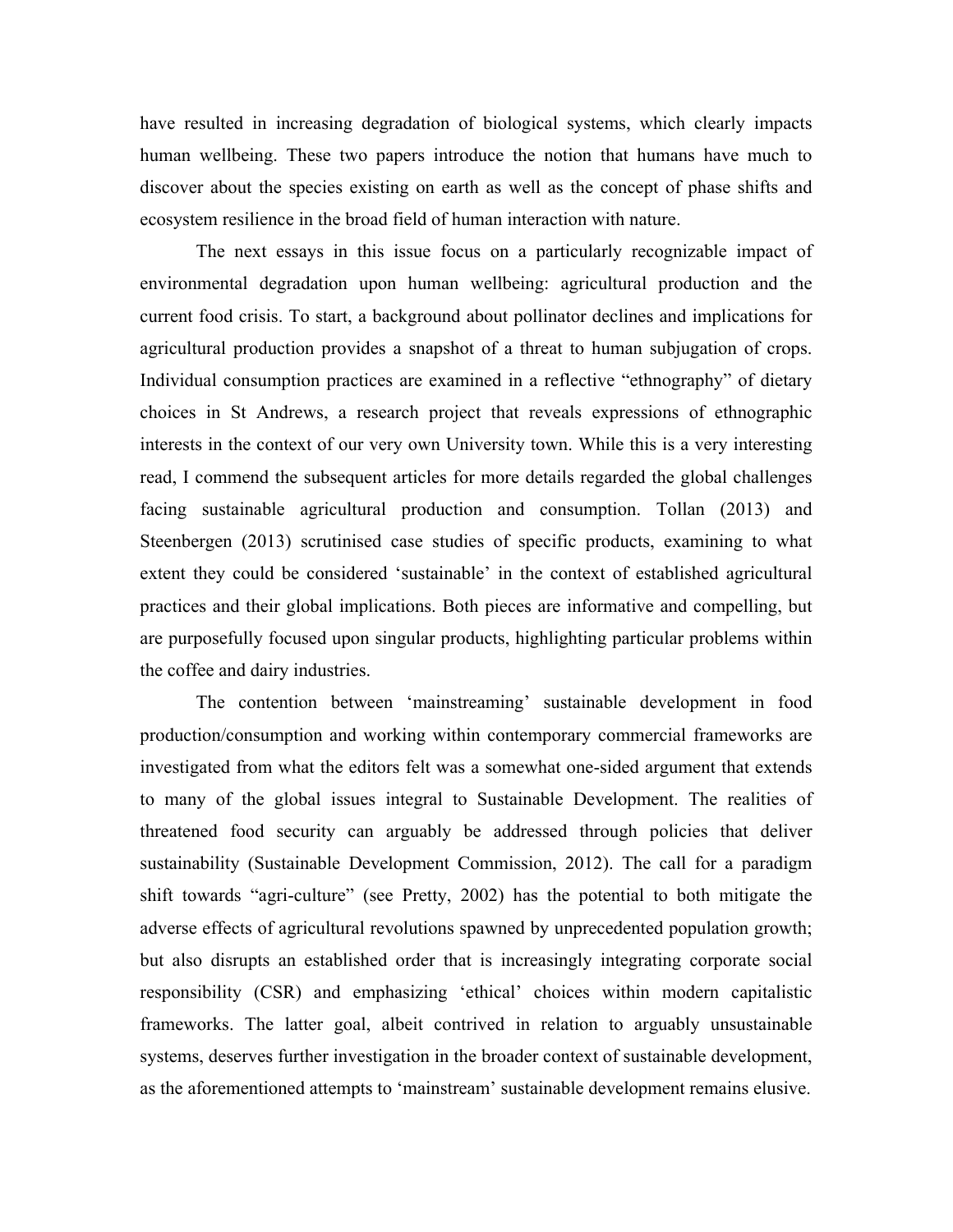have resulted in increasing degradation of biological systems, which clearly impacts human wellbeing. These two papers introduce the notion that humans have much to discover about the species existing on earth as well as the concept of phase shifts and ecosystem resilience in the broad field of human interaction with nature.

The next essays in this issue focus on a particularly recognizable impact of environmental degradation upon human wellbeing: agricultural production and the current food crisis. To start, a background about pollinator declines and implications for agricultural production provides a snapshot of a threat to human subjugation of crops. Individual consumption practices are examined in a reflective "ethnography" of dietary choices in St Andrews, a research project that reveals expressions of ethnographic interests in the context of our very own University town. While this is a very interesting read, I commend the subsequent articles for more details regarded the global challenges facing sustainable agricultural production and consumption. Tollan (2013) and Steenbergen (2013) scrutinised case studies of specific products, examining to what extent they could be considered 'sustainable' in the context of established agricultural practices and their global implications. Both pieces are informative and compelling, but are purposefully focused upon singular products, highlighting particular problems within the coffee and dairy industries.

The contention between 'mainstreaming' sustainable development in food production/consumption and working within contemporary commercial frameworks are investigated from what the editors felt was a somewhat one-sided argument that extends to many of the global issues integral to Sustainable Development. The realities of threatened food security can arguably be addressed through policies that deliver sustainability (Sustainable Development Commission, 2012). The call for a paradigm shift towards "agri-culture" (see Pretty, 2002) has the potential to both mitigate the adverse effects of agricultural revolutions spawned by unprecedented population growth; but also disrupts an established order that is increasingly integrating corporate social responsibility (CSR) and emphasizing 'ethical' choices within modern capitalistic frameworks. The latter goal, albeit contrived in relation to arguably unsustainable systems, deserves further investigation in the broader context of sustainable development, as the aforementioned attempts to 'mainstream' sustainable development remains elusive.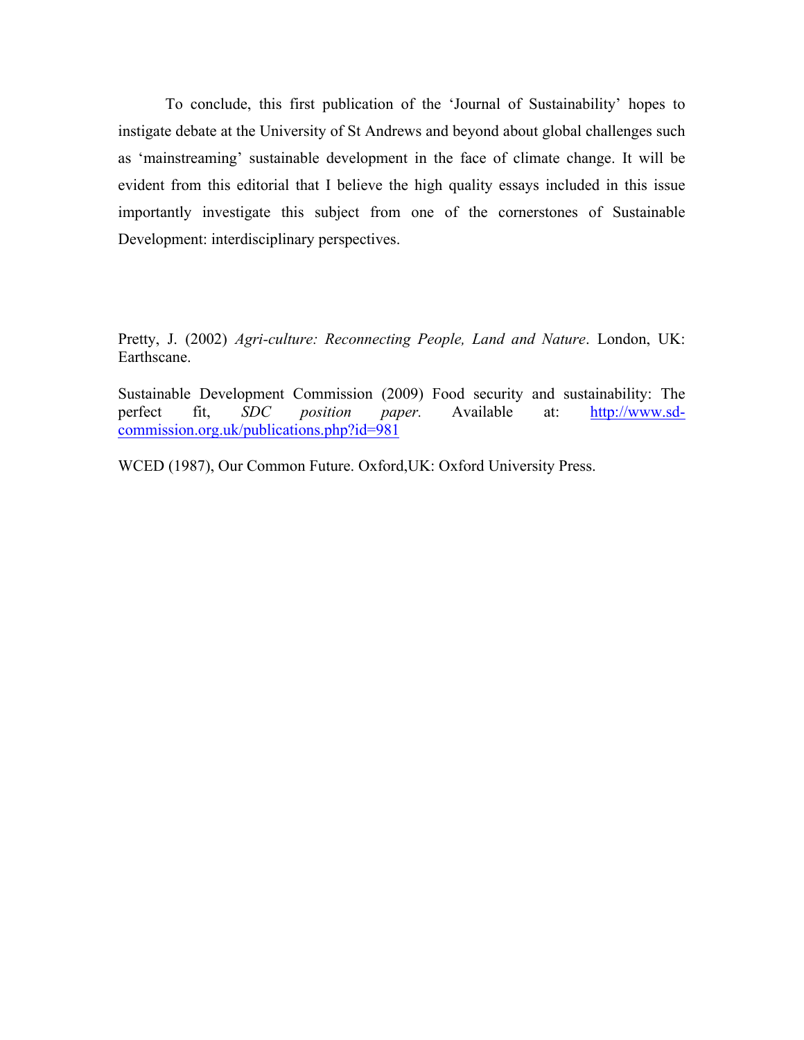To conclude, this first publication of the 'Journal of Sustainability' hopes to instigate debate at the University of St Andrews and beyond about global challenges such as 'mainstreaming' sustainable development in the face of climate change. It will be evident from this editorial that I believe the high quality essays included in this issue importantly investigate this subject from one of the cornerstones of Sustainable Development: interdisciplinary perspectives.

Pretty, J. (2002) *Agri-culture: Reconnecting People, Land and Nature*. London, UK: Earthscane.

Sustainable Development Commission (2009) Food security and sustainability: The perfect fit, *SDC position paper.* Available at: [http://www.sd-commission.org.uk/publications.php?id=981](http://www.sd-commission.org.uk/publications.php?id=981)

WCED (1987), Our Common Future. Oxford,UK: Oxford University Press.